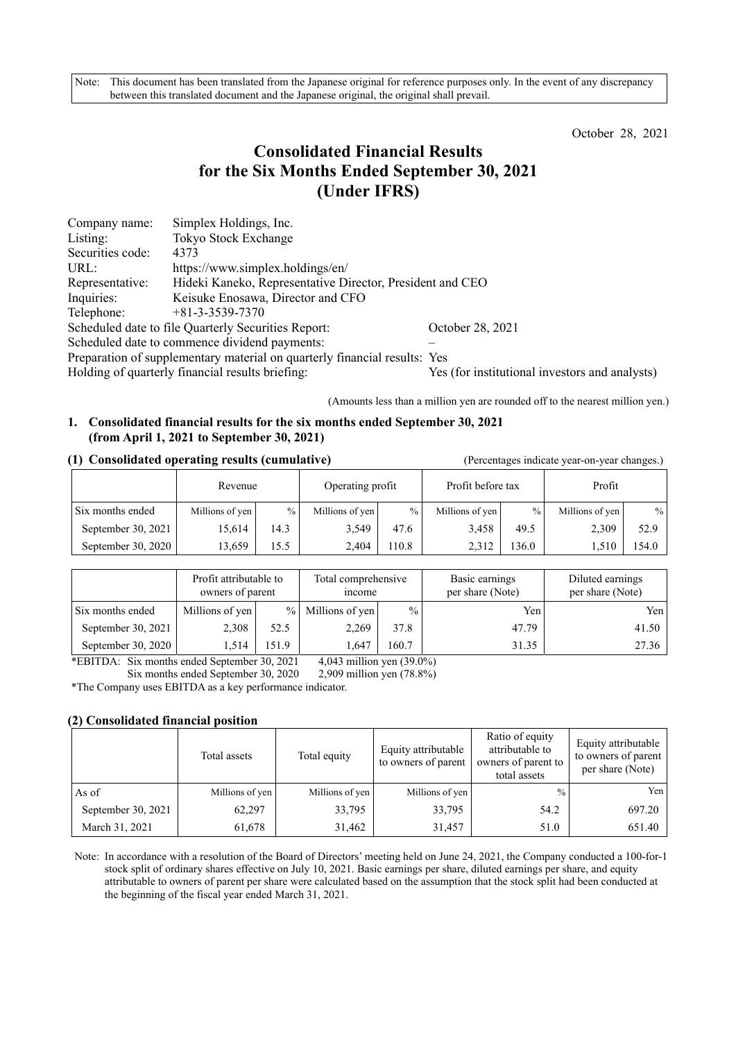Note: This document has been translated from the Japanese original for reference purposes only. In the event of any discrepancy between this translated document and the Japanese original, the original shall prevail.

October 28, 2021

# Consolidated Financial Results for the Six Months Ended September 30, 2021 (Under IFRS)

| | |
|---|---|
| Company name: | Simplex Holdings, Inc. |
| Listing: | Tokyo Stock Exchange |
| Securities code: | 4373 |
| URL: | https://www.simplex.holdings/en/ |
| Representative: | Hideki Kaneko, Representative Director, President and CEO |
| Inquiries: | Keisuke Enosawa, Director and CFO |
| Telephone: | +81-3-3539-7370 |

Scheduled date to file Quarterly Securities Report: October 28, 2021
Scheduled date to commence dividend payments: –
Preparation of supplementary material on quarterly financial results: Yes
Holding of quarterly financial results briefing: Yes (for institutional investors and analysts)

(Amounts less than a million yen are rounded off to the nearest million yen.)

## 1. Consolidated financial results for the six months ended September 30, 2021 (from April 1, 2021 to September 30, 2021)

### (1) Consolidated operating results (cumulative)

(Percentages indicate year-on-year changes.)

| | Revenue | | Operating profit | | Profit before tax | | Profit | |
|---|---|---|---|---|---|---|---|---|
| Six months ended | Millions of yen | % | Millions of yen | % | Millions of yen | % | Millions of yen | % |
| September 30, 2021 | 15,614 | 14.3 | 3,549 | 47.6 | 3,458 | 49.5 | 2,309 | 52.9 |
| September 30, 2020 | 13,659 | 15.5 | 2,404 | 110.8 | 2,312 | 136.0 | 1,510 | 154.0 |

| | Profit attributable to owners of parent | | Total comprehensive income | | Basic earnings per share (Note) | Diluted earnings per share (Note) |
|---|---|---|---|---|---|---|
| Six months ended | Millions of yen | % | Millions of yen | % | Yen | Yen |
| September 30, 2021 | 2,308 | 52.5 | 2,269 | 37.8 | 47.79 | 41.50 |
| September 30, 2020 | 1,514 | 151.9 | 1,647 | 160.7 | 31.35 | 27.36 |

*EBITDA: Six months ended September 30, 2021 4,043 million yen (39.0%)
Six months ended September 30, 2020 2,909 million yen (78.8%)

*The Company uses EBITDA as a key performance indicator.

### (2) Consolidated financial position

| | Total assets | Total equity | Equity attributable to owners of parent | Ratio of equity attributable to owners of parent to total assets | Equity attributable to owners of parent per share (Note) |
|---|---|---|---|---|---|
| As of | Millions of yen | Millions of yen | Millions of yen | % | Yen |
| September 30, 2021 | 62,297 | 33,795 | 33,795 | 54.2 | 697.20 |
| March 31, 2021 | 61,678 | 31,462 | 31,457 | 51.0 | 651.40 |

Note: In accordance with a resolution of the Board of Directors' meeting held on June 24, 2021, the Company conducted a 100-for-1 stock split of ordinary shares effective on July 10, 2021. Basic earnings per share, diluted earnings per share, and equity attributable to owners of parent per share were calculated based on the assumption that the stock split had been conducted at the beginning of the fiscal year ended March 31, 2021.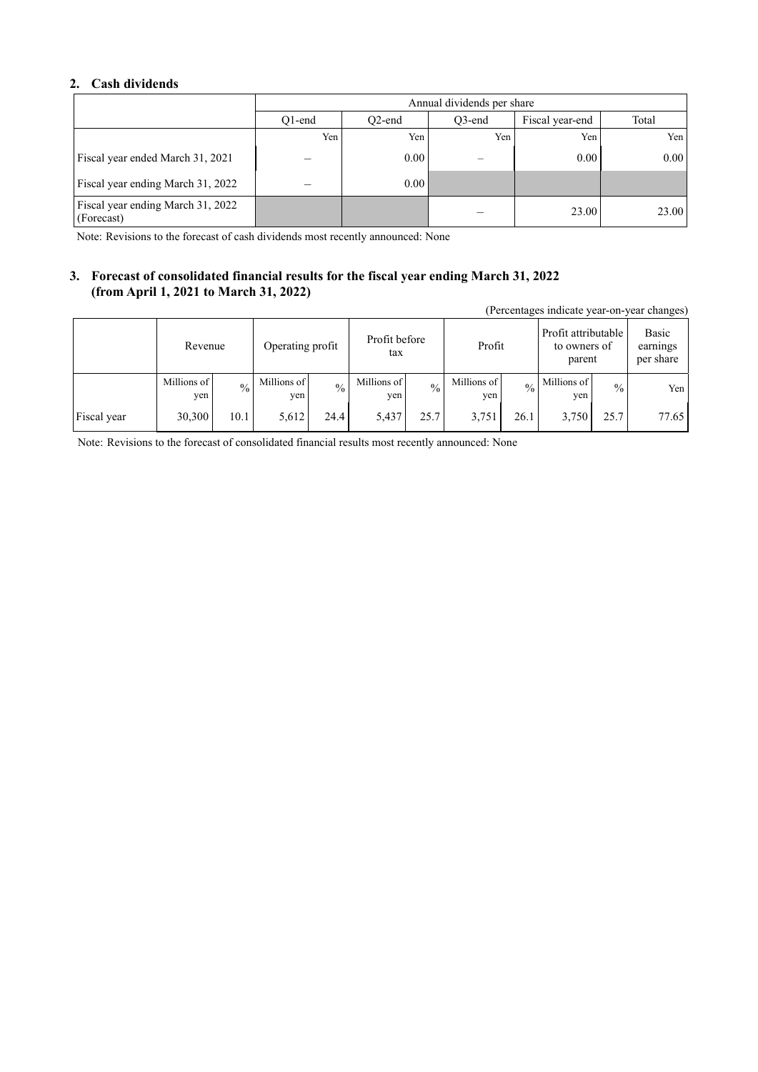## 2. Cash dividends

| | Annual dividends per share | | | | |
|---|---|---|---|---|---|
| | Q1-end | Q2-end | Q3-end | Fiscal year-end | Total |
| | Yen | Yen | Yen | Yen | Yen |
| Fiscal year ended March 31, 2021 | – | 0.00 | – | 0.00 | 0.00 |
| Fiscal year ending March 31, 2022 | – | 0.00 | | | |
| Fiscal year ending March 31, 2022 (Forecast) | | | – | 23.00 | 23.00 |

Note: Revisions to the forecast of cash dividends most recently announced: None

## 3. Forecast of consolidated financial results for the fiscal year ending March 31, 2022 (from April 1, 2021 to March 31, 2022)

(Percentages indicate year-on-year changes)

| | Revenue | | Operating profit | | Profit before tax | | Profit | | Profit attributable to owners of parent | | Basic earnings per share |
|---|---|---|---|---|---|---|---|---|---|---|---|
| | Millions of yen | % | Millions of yen | % | Millions of yen | % | Millions of yen | % | Millions of yen | % | Yen |
| Fiscal year | 30,300 | 10.1 | 5,612 | 24.4 | 5,437 | 25.7 | 3,751 | 26.1 | 3,750 | 25.7 | 77.65 |

Note: Revisions to the forecast of consolidated financial results most recently announced: None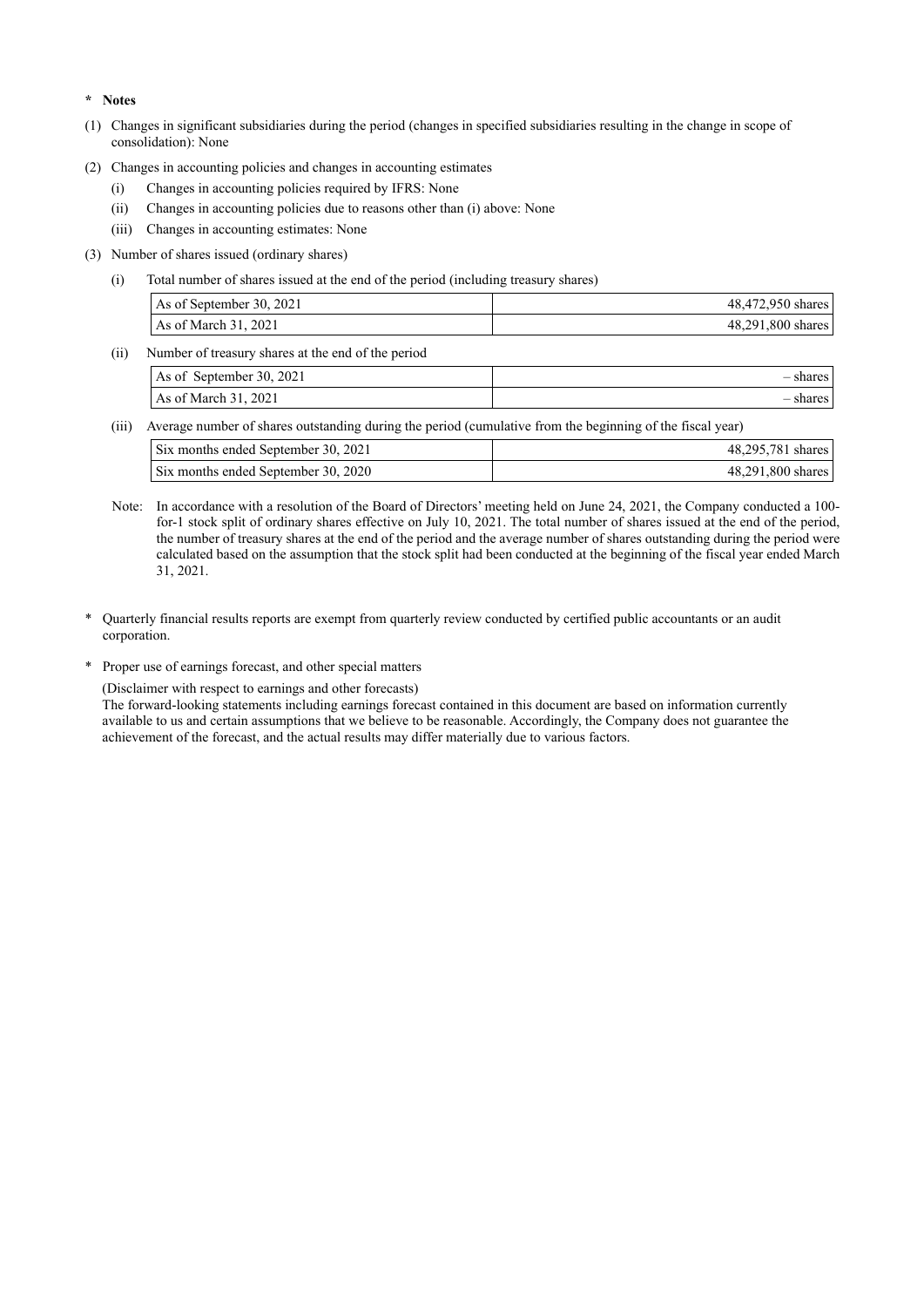**\* Notes**

(1) Changes in significant subsidiaries during the period (changes in specified subsidiaries resulting in the change in scope of consolidation): None

(2) Changes in accounting policies and changes in accounting estimates

(i) Changes in accounting policies required by IFRS: None

(ii) Changes in accounting policies due to reasons other than (i) above: None

(iii) Changes in accounting estimates: None

(3) Number of shares issued (ordinary shares)

(i) Total number of shares issued at the end of the period (including treasury shares)

| | |
|---|---:|
| As of September 30, 2021 | 48,472,950 shares |
| As of March 31, 2021 | 48,291,800 shares |

(ii) Number of treasury shares at the end of the period

| | |
|---|---:|
| As of September 30, 2021 | – shares |
| As of March 31, 2021 | – shares |

(iii) Average number of shares outstanding during the period (cumulative from the beginning of the fiscal year)

| | |
|---|---:|
| Six months ended September 30, 2021 | 48,295,781 shares |
| Six months ended September 30, 2020 | 48,291,800 shares |

Note: In accordance with a resolution of the Board of Directors' meeting held on June 24, 2021, the Company conducted a 100-for-1 stock split of ordinary shares effective on July 10, 2021. The total number of shares issued at the end of the period, the number of treasury shares at the end of the period and the average number of shares outstanding during the period were calculated based on the assumption that the stock split had been conducted at the beginning of the fiscal year ended March 31, 2021.

\* Quarterly financial results reports are exempt from quarterly review conducted by certified public accountants or an audit corporation.

\* Proper use of earnings forecast, and other special matters

(Disclaimer with respect to earnings and other forecasts)
The forward-looking statements including earnings forecast contained in this document are based on information currently available to us and certain assumptions that we believe to be reasonable. Accordingly, the Company does not guarantee the achievement of the forecast, and the actual results may differ materially due to various factors.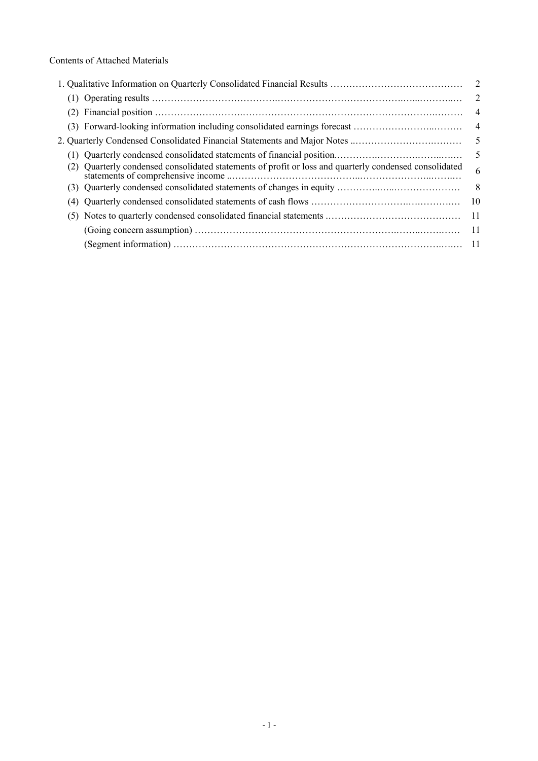Contents of Attached Materials

| | |
|---|---|
| 1. Qualitative Information on Quarterly Consolidated Financial Results | 2 |
| (1) Operating results | 2 |
| (2) Financial position | 4 |
| (3) Forward-looking information including consolidated earnings forecast | 4 |
| 2. Quarterly Condensed Consolidated Financial Statements and Major Notes | 5 |
| (1) Quarterly condensed consolidated statements of financial position | 5 |
| (2) Quarterly condensed consolidated statements of profit or loss and quarterly condensed consolidated statements of comprehensive income | 6 |
| (3) Quarterly condensed consolidated statements of changes in equity | 8 |
| (4) Quarterly condensed consolidated statements of cash flows | 10 |
| (5) Notes to quarterly condensed consolidated financial statements | 11 |
| (Going concern assumption) | 11 |
| (Segment information) | 11 |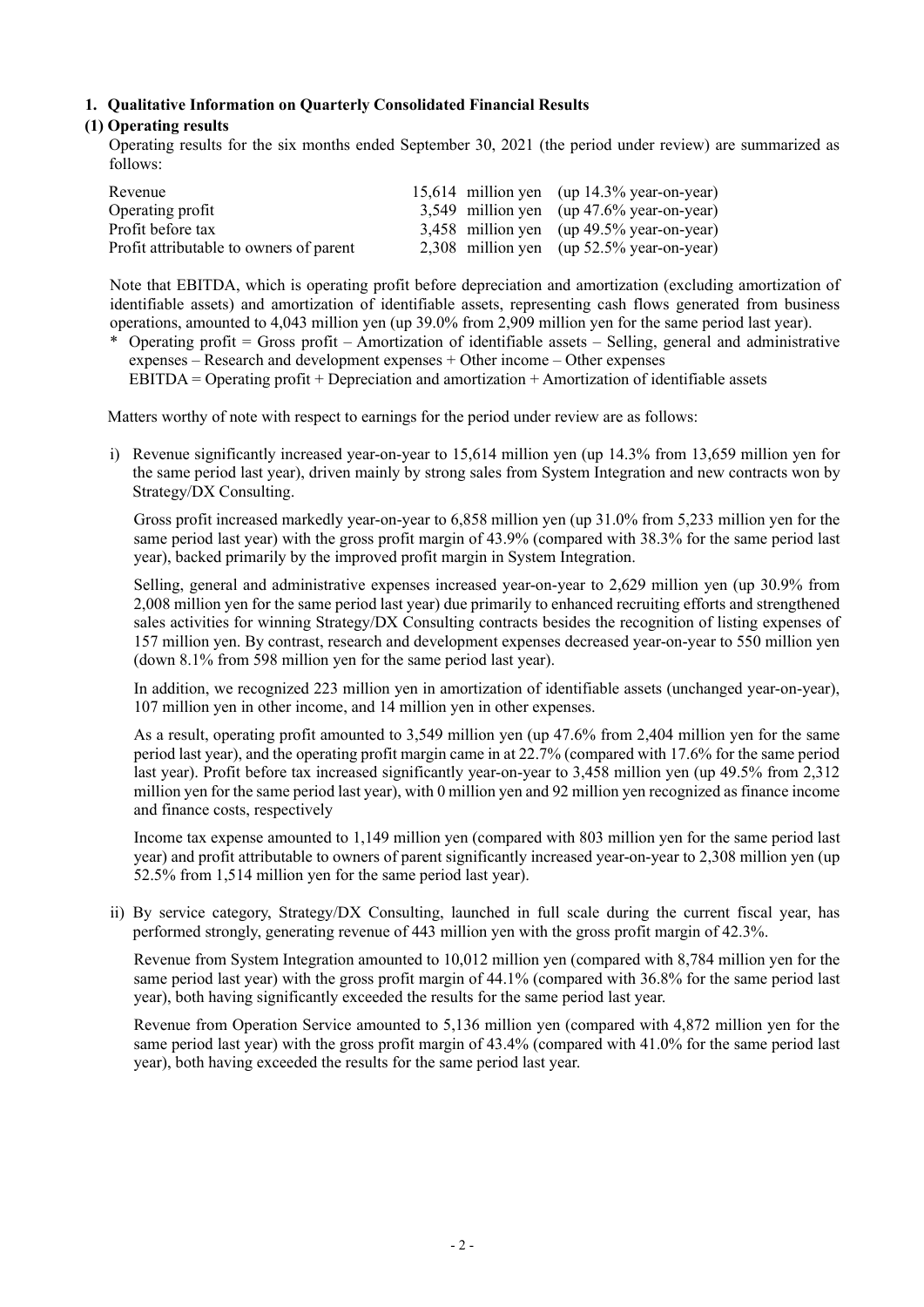## 1. Qualitative Information on Quarterly Consolidated Financial Results

### (1) Operating results

Operating results for the six months ended September 30, 2021 (the period under review) are summarized as follows:

| | | |
|---|---|---|
| Revenue | 15,614 million yen | (up 14.3% year-on-year) |
| Operating profit | 3,549 million yen | (up 47.6% year-on-year) |
| Profit before tax | 3,458 million yen | (up 49.5% year-on-year) |
| Profit attributable to owners of parent | 2,308 million yen | (up 52.5% year-on-year) |

Note that EBITDA, which is operating profit before depreciation and amortization (excluding amortization of identifiable assets) and amortization of identifiable assets, representing cash flows generated from business operations, amounted to 4,043 million yen (up 39.0% from 2,909 million yen for the same period last year).

\* Operating profit = Gross profit – Amortization of identifiable assets – Selling, general and administrative expenses – Research and development expenses + Other income – Other expenses
EBITDA = Operating profit + Depreciation and amortization + Amortization of identifiable assets

Matters worthy of note with respect to earnings for the period under review are as follows:

i) Revenue significantly increased year-on-year to 15,614 million yen (up 14.3% from 13,659 million yen for the same period last year), driven mainly by strong sales from System Integration and new contracts won by Strategy/DX Consulting.

Gross profit increased markedly year-on-year to 6,858 million yen (up 31.0% from 5,233 million yen for the same period last year) with the gross profit margin of 43.9% (compared with 38.3% for the same period last year), backed primarily by the improved profit margin in System Integration.

Selling, general and administrative expenses increased year-on-year to 2,629 million yen (up 30.9% from 2,008 million yen for the same period last year) due primarily to enhanced recruiting efforts and strengthened sales activities for winning Strategy/DX Consulting contracts besides the recognition of listing expenses of 157 million yen. By contrast, research and development expenses decreased year-on-year to 550 million yen (down 8.1% from 598 million yen for the same period last year).

In addition, we recognized 223 million yen in amortization of identifiable assets (unchanged year-on-year), 107 million yen in other income, and 14 million yen in other expenses.

As a result, operating profit amounted to 3,549 million yen (up 47.6% from 2,404 million yen for the same period last year), and the operating profit margin came in at 22.7% (compared with 17.6% for the same period last year). Profit before tax increased significantly year-on-year to 3,458 million yen (up 49.5% from 2,312 million yen for the same period last year), with 0 million yen and 92 million yen recognized as finance income and finance costs, respectively

Income tax expense amounted to 1,149 million yen (compared with 803 million yen for the same period last year) and profit attributable to owners of parent significantly increased year-on-year to 2,308 million yen (up 52.5% from 1,514 million yen for the same period last year).

ii) By service category, Strategy/DX Consulting, launched in full scale during the current fiscal year, has performed strongly, generating revenue of 443 million yen with the gross profit margin of 42.3%.

Revenue from System Integration amounted to 10,012 million yen (compared with 8,784 million yen for the same period last year) with the gross profit margin of 44.1% (compared with 36.8% for the same period last year), both having significantly exceeded the results for the same period last year.

Revenue from Operation Service amounted to 5,136 million yen (compared with 4,872 million yen for the same period last year) with the gross profit margin of 43.4% (compared with 41.0% for the same period last year), both having exceeded the results for the same period last year.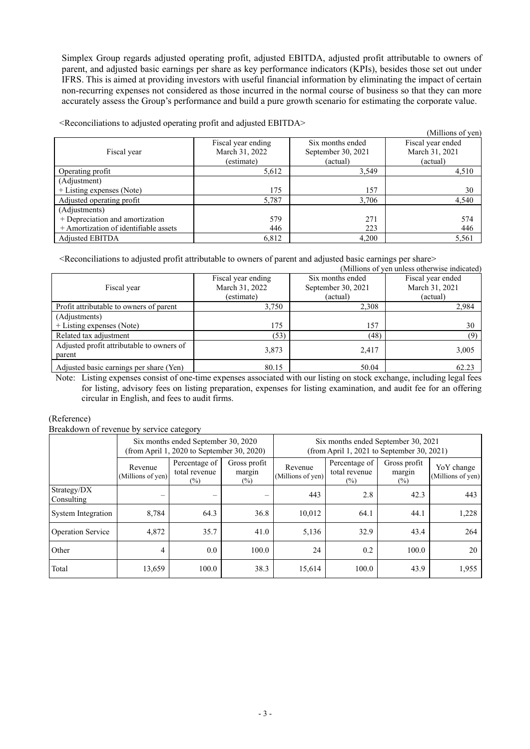Simplex Group regards adjusted operating profit, adjusted EBITDA, adjusted profit attributable to owners of parent, and adjusted basic earnings per share as key performance indicators (KPIs), besides those set out under IFRS. This is aimed at providing investors with useful financial information by eliminating the impact of certain non-recurring expenses not considered as those incurred in the normal course of business so that they can more accurately assess the Group's performance and build a pure growth scenario for estimating the corporate value.

<Reconciliations to adjusted operating profit and adjusted EBITDA>

(Millions of yen)

| Fiscal year | Fiscal year ending March 31, 2022 (estimate) | Six months ended September 30, 2021 (actual) | Fiscal year ended March 31, 2021 (actual) |
|---|---|---|---|
| Operating profit | 5,612 | 3,549 | 4,510 |
| (Adjustment)<br>+ Listing expenses (Note) | 175 | 157 | 30 |
| Adjusted operating profit | 5,787 | 3,706 | 4,540 |
| (Adjustments)<br>+ Depreciation and amortization<br>+ Amortization of identifiable assets | 579<br>446 | 271<br>223 | 574<br>446 |
| Adjusted EBITDA | 6,812 | 4,200 | 5,561 |

<Reconciliations to adjusted profit attributable to owners of parent and adjusted basic earnings per share>

(Millions of yen unless otherwise indicated)

| Fiscal year | Fiscal year ending March 31, 2022 (estimate) | Six months ended September 30, 2021 (actual) | Fiscal year ended March 31, 2021 (actual) |
|---|---|---|---|
| Profit attributable to owners of parent | 3,750 | 2,308 | 2,984 |
| (Adjustments)<br>+ Listing expenses (Note) | 175 | 157 | 30 |
| Related tax adjustment | (53) | (48) | (9) |
| Adjusted profit attributable to owners of parent | 3,873 | 2,417 | 3,005 |
| Adjusted basic earnings per share (Yen) | 80.15 | 50.04 | 62.23 |

Note: Listing expenses consist of one-time expenses associated with our listing on stock exchange, including legal fees for listing, advisory fees on listing preparation, expenses for listing examination, and audit fee for an offering circular in English, and fees to audit firms.

(Reference)

Breakdown of revenue by service category

| | Six months ended September 30, 2020 (from April 1, 2020 to September 30, 2020) | | | Six months ended September 30, 2021 (from April 1, 2021 to September 30, 2021) | | | |
|---|---|---|---|---|---|---|---|
| | Revenue (Millions of yen) | Percentage of total revenue (%) | Gross profit margin (%) | Revenue (Millions of yen) | Percentage of total revenue (%) | Gross profit margin (%) | YoY change (Millions of yen) |
| Strategy/DX Consulting | – | – | – | 443 | 2.8 | 42.3 | 443 |
| System Integration | 8,784 | 64.3 | 36.8 | 10,012 | 64.1 | 44.1 | 1,228 |
| Operation Service | 4,872 | 35.7 | 41.0 | 5,136 | 32.9 | 43.4 | 264 |
| Other | 4 | 0.0 | 100.0 | 24 | 0.2 | 100.0 | 20 |
| Total | 13,659 | 100.0 | 38.3 | 15,614 | 100.0 | 43.9 | 1,955 |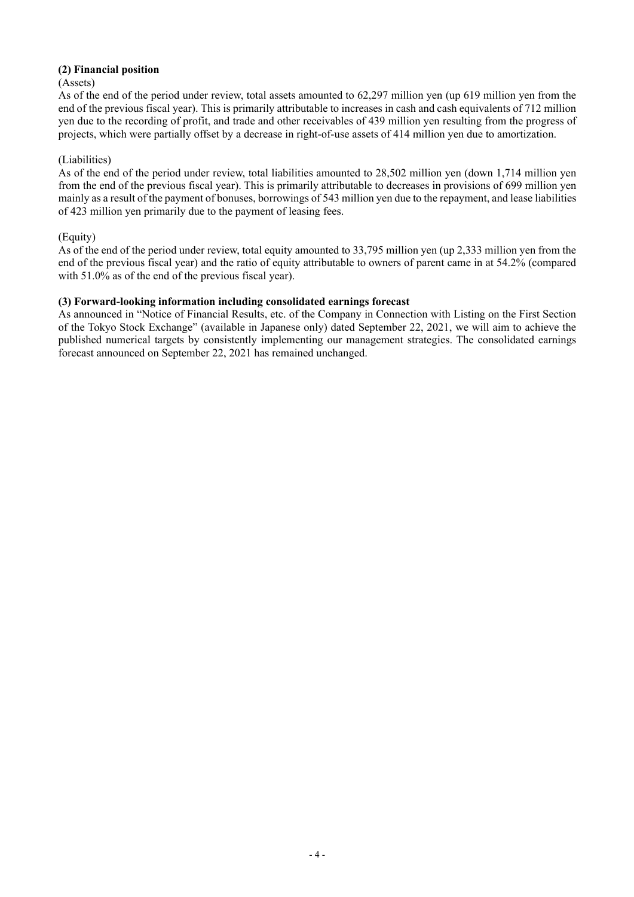### (2) Financial position

(Assets)

As of the end of the period under review, total assets amounted to 62,297 million yen (up 619 million yen from the end of the previous fiscal year). This is primarily attributable to increases in cash and cash equivalents of 712 million yen due to the recording of profit, and trade and other receivables of 439 million yen resulting from the progress of projects, which were partially offset by a decrease in right-of-use assets of 414 million yen due to amortization.

(Liabilities)

As of the end of the period under review, total liabilities amounted to 28,502 million yen (down 1,714 million yen from the end of the previous fiscal year). This is primarily attributable to decreases in provisions of 699 million yen mainly as a result of the payment of bonuses, borrowings of 543 million yen due to the repayment, and lease liabilities of 423 million yen primarily due to the payment of leasing fees.

(Equity)

As of the end of the period under review, total equity amounted to 33,795 million yen (up 2,333 million yen from the end of the previous fiscal year) and the ratio of equity attributable to owners of parent came in at 54.2% (compared with 51.0% as of the end of the previous fiscal year).

### (3) Forward-looking information including consolidated earnings forecast

As announced in "Notice of Financial Results, etc. of the Company in Connection with Listing on the First Section of the Tokyo Stock Exchange" (available in Japanese only) dated September 22, 2021, we will aim to achieve the published numerical targets by consistently implementing our management strategies. The consolidated earnings forecast announced on September 22, 2021 has remained unchanged.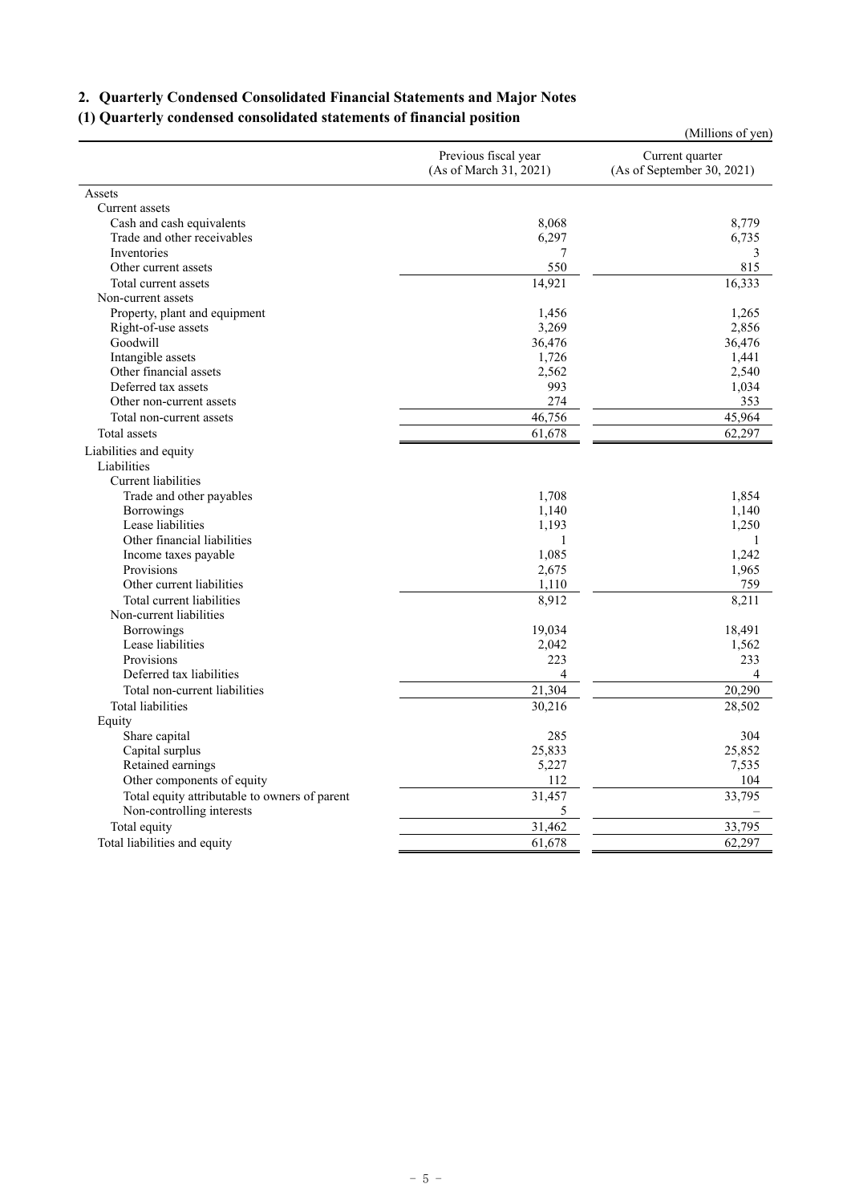## 2. Quarterly Condensed Consolidated Financial Statements and Major Notes

### (1) Quarterly condensed consolidated statements of financial position

(Millions of yen)

| | Previous fiscal year (As of March 31, 2021) | Current quarter (As of September 30, 2021) |
|---|---|---|
| Assets | | |
| Current assets | | |
| Cash and cash equivalents | 8,068 | 8,779 |
| Trade and other receivables | 6,297 | 6,735 |
| Inventories | 7 | 3 |
| Other current assets | 550 | 815 |
| Total current assets | 14,921 | 16,333 |
| Non-current assets | | |
| Property, plant and equipment | 1,456 | 1,265 |
| Right-of-use assets | 3,269 | 2,856 |
| Goodwill | 36,476 | 36,476 |
| Intangible assets | 1,726 | 1,441 |
| Other financial assets | 2,562 | 2,540 |
| Deferred tax assets | 993 | 1,034 |
| Other non-current assets | 274 | 353 |
| Total non-current assets | 46,756 | 45,964 |
| Total assets | 61,678 | 62,297 |
| Liabilities and equity | | |
| Liabilities | | |
| Current liabilities | | |
| Trade and other payables | 1,708 | 1,854 |
| Borrowings | 1,140 | 1,140 |
| Lease liabilities | 1,193 | 1,250 |
| Other financial liabilities | 1 | 1 |
| Income taxes payable | 1,085 | 1,242 |
| Provisions | 2,675 | 1,965 |
| Other current liabilities | 1,110 | 759 |
| Total current liabilities | 8,912 | 8,211 |
| Non-current liabilities | | |
| Borrowings | 19,034 | 18,491 |
| Lease liabilities | 2,042 | 1,562 |
| Provisions | 223 | 233 |
| Deferred tax liabilities | 4 | 4 |
| Total non-current liabilities | 21,304 | 20,290 |
| Total liabilities | 30,216 | 28,502 |
| Equity | | |
| Share capital | 285 | 304 |
| Capital surplus | 25,833 | 25,852 |
| Retained earnings | 5,227 | 7,535 |
| Other components of equity | 112 | 104 |
| Total equity attributable to owners of parent | 31,457 | 33,795 |
| Non-controlling interests | 5 | – |
| Total equity | 31,462 | 33,795 |
| Total liabilities and equity | 61,678 | 62,297 |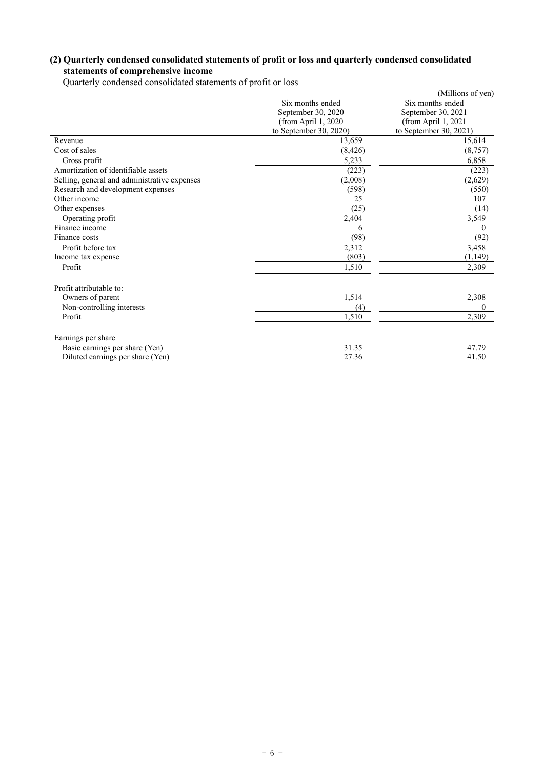## (2) Quarterly condensed consolidated statements of profit or loss and quarterly condensed consolidated statements of comprehensive income

Quarterly condensed consolidated statements of profit or loss

(Millions of yen)

| | Six months ended September 30, 2020 (from April 1, 2020 to September 30, 2020) | Six months ended September 30, 2021 (from April 1, 2021 to September 30, 2021) |
|---|---|---|
| Revenue | 13,659 | 15,614 |
| Cost of sales | (8,426) | (8,757) |
| Gross profit | 5,233 | 6,858 |
| Amortization of identifiable assets | (223) | (223) |
| Selling, general and administrative expenses | (2,008) | (2,629) |
| Research and development expenses | (598) | (550) |
| Other income | 25 | 107 |
| Other expenses | (25) | (14) |
| Operating profit | 2,404 | 3,549 |
| Finance income | 6 | 0 |
| Finance costs | (98) | (92) |
| Profit before tax | 2,312 | 3,458 |
| Income tax expense | (803) | (1,149) |
| Profit | 1,510 | 2,309 |
| | | |
| Profit attributable to: | | |
| Owners of parent | 1,514 | 2,308 |
| Non-controlling interests | (4) | 0 |
| Profit | 1,510 | 2,309 |
| | | |
| Earnings per share | | |
| Basic earnings per share (Yen) | 31.35 | 47.79 |
| Diluted earnings per share (Yen) | 27.36 | 41.50 |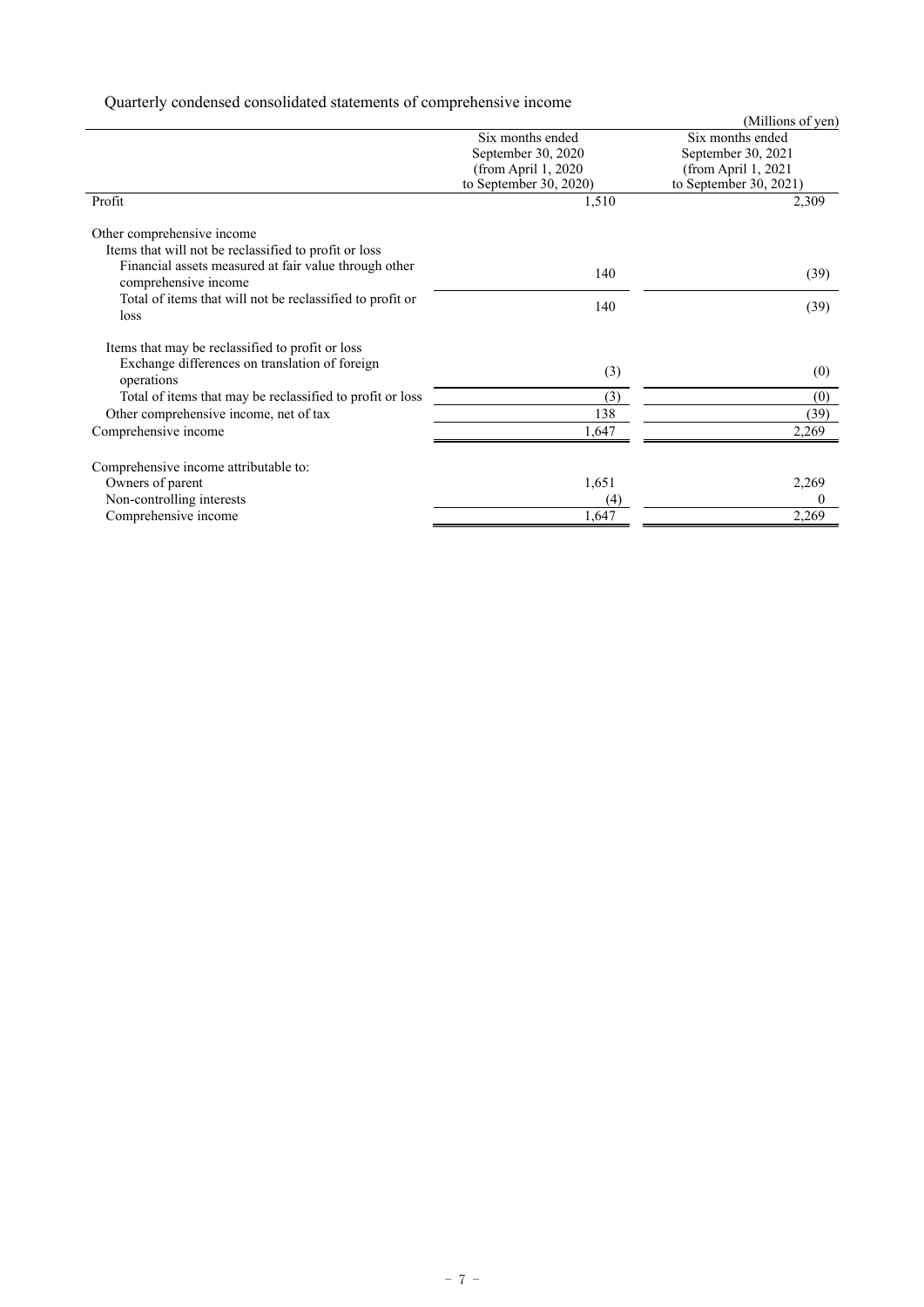Quarterly condensed consolidated statements of comprehensive income

(Millions of yen)

| | Six months ended September 30, 2020 (from April 1, 2020 to September 30, 2020) | Six months ended September 30, 2021 (from April 1, 2021 to September 30, 2021) |
|---|---|---|
| Profit | 1,510 | 2,309 |
| Other comprehensive income | | |
| Items that will not be reclassified to profit or loss | | |
| Financial assets measured at fair value through other comprehensive income | 140 | (39) |
| Total of items that will not be reclassified to profit or loss | 140 | (39) |
| Items that may be reclassified to profit or loss | | |
| Exchange differences on translation of foreign operations | (3) | (0) |
| Total of items that may be reclassified to profit or loss | (3) | (0) |
| Other comprehensive income, net of tax | 138 | (39) |
| Comprehensive income | 1,647 | 2,269 |
| Comprehensive income attributable to: | | |
| Owners of parent | 1,651 | 2,269 |
| Non-controlling interests | (4) | 0 |
| Comprehensive income | 1,647 | 2,269 |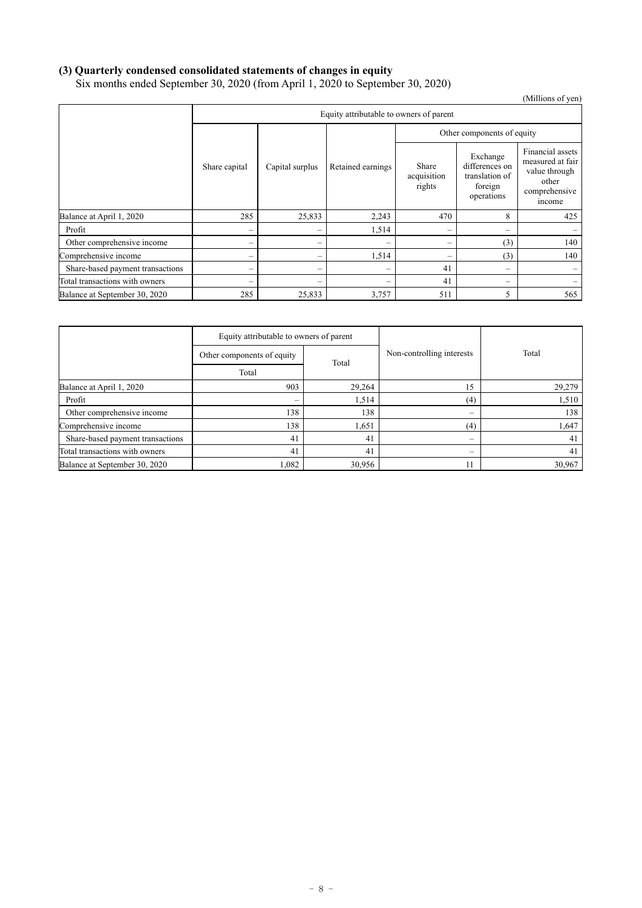### (3) Quarterly condensed consolidated statements of changes in equity

Six months ended September 30, 2020 (from April 1, 2020 to September 30, 2020)

(Millions of yen)

| | Equity attributable to owners of parent | | | | | |
|---|---|---|---|---|---|---|
| | | | | Other components of equity | | |
| | Share capital | Capital surplus | Retained earnings | Share acquisition rights | Exchange differences on translation of foreign operations | Financial assets measured at fair value through other comprehensive income |
| Balance at April 1, 2020 | 285 | 25,833 | 2,243 | 470 | 8 | 425 |
| Profit | – | – | 1,514 | – | – | – |
| Other comprehensive income | – | – | – | – | (3) | 140 |
| Comprehensive income | – | – | 1,514 | – | (3) | 140 |
| Share-based payment transactions | – | – | – | 41 | – | – |
| Total transactions with owners | – | – | – | 41 | – | – |
| Balance at September 30, 2020 | 285 | 25,833 | 3,757 | 511 | 5 | 565 |

| | Equity attributable to owners of parent | | Non-controlling interests | Total |
|---|---|---|---|---|
| | Other components of equity | Total | | |
| | Total | | | |
| Balance at April 1, 2020 | 903 | 29,264 | 15 | 29,279 |
| Profit | – | 1,514 | (4) | 1,510 |
| Other comprehensive income | 138 | 138 | – | 138 |
| Comprehensive income | 138 | 1,651 | (4) | 1,647 |
| Share-based payment transactions | 41 | 41 | – | 41 |
| Total transactions with owners | 41 | 41 | – | 41 |
| Balance at September 30, 2020 | 1,082 | 30,956 | 11 | 30,967 |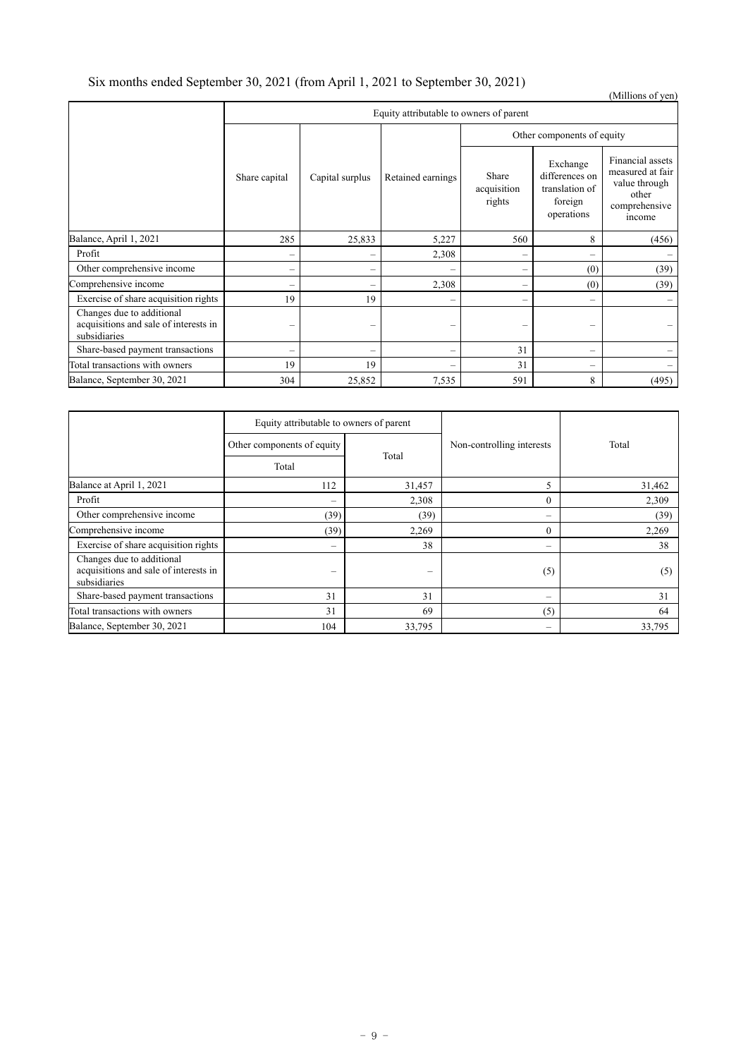Six months ended September 30, 2021 (from April 1, 2021 to September 30, 2021)

(Millions of yen)

| | Equity attributable to owners of parent | | | | | |
|---|---|---|---|---|---|---|
| | | | | Other components of equity | | |
| | Share capital | Capital surplus | Retained earnings | Share acquisition rights | Exchange differences on translation of foreign operations | Financial assets measured at fair value through other comprehensive income |
| Balance, April 1, 2021 | 285 | 25,833 | 5,227 | 560 | 8 | (456) |
| Profit | – | – | 2,308 | – | – | – |
| Other comprehensive income | – | – | – | – | (0) | (39) |
| Comprehensive income | – | – | 2,308 | – | (0) | (39) |
| Exercise of share acquisition rights | 19 | 19 | – | – | – | – |
| Changes due to additional acquisitions and sale of interests in subsidiaries | – | – | – | – | – | – |
| Share-based payment transactions | – | – | – | 31 | – | – |
| Total transactions with owners | 19 | 19 | – | 31 | – | – |
| Balance, September 30, 2021 | 304 | 25,852 | 7,535 | 591 | 8 | (495) |

| | Equity attributable to owners of parent | | Non-controlling interests | Total |
|---|---|---|---|---|
| | Other components of equity | Total | | |
| | Total | | | |
| Balance at April 1, 2021 | 112 | 31,457 | 5 | 31,462 |
| Profit | – | 2,308 | 0 | 2,309 |
| Other comprehensive income | (39) | (39) | – | (39) |
| Comprehensive income | (39) | 2,269 | 0 | 2,269 |
| Exercise of share acquisition rights | – | 38 | – | 38 |
| Changes due to additional acquisitions and sale of interests in subsidiaries | – | – | (5) | (5) |
| Share-based payment transactions | 31 | 31 | – | 31 |
| Total transactions with owners | 31 | 69 | (5) | 64 |
| Balance, September 30, 2021 | 104 | 33,795 | – | 33,795 |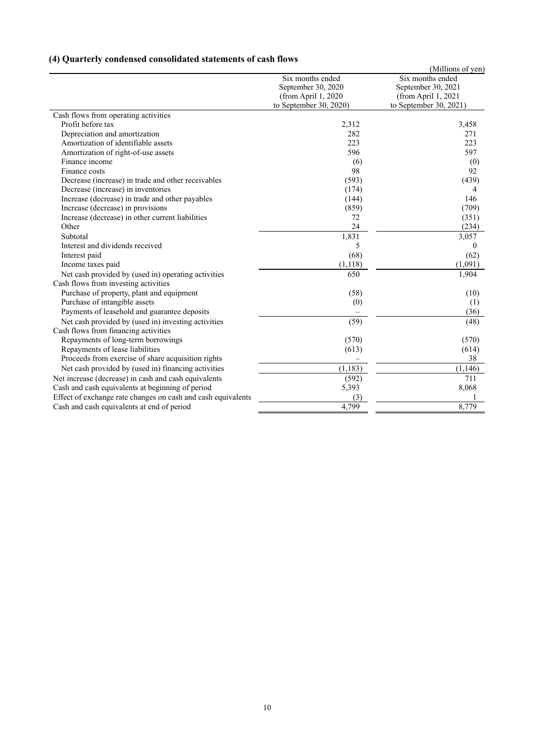### (4) Quarterly condensed consolidated statements of cash flows

(Millions of yen)

| | Six months ended September 30, 2020 (from April 1, 2020 to September 30, 2020) | Six months ended September 30, 2021 (from April 1, 2021 to September 30, 2021) |
|---|---|---|
| Cash flows from operating activities | | |
| Profit before tax | 2,312 | 3,458 |
| Depreciation and amortization | 282 | 271 |
| Amortization of identifiable assets | 223 | 223 |
| Amortization of right-of-use assets | 596 | 597 |
| Finance income | (6) | (0) |
| Finance costs | 98 | 92 |
| Decrease (increase) in trade and other receivables | (593) | (439) |
| Decrease (increase) in inventories | (174) | 4 |
| Increase (decrease) in trade and other payables | (144) | 146 |
| Increase (decrease) in provisions | (859) | (709) |
| Increase (decrease) in other current liabilities | 72 | (351) |
| Other | 24 | (234) |
| Subtotal | 1,831 | 3,057 |
| Interest and dividends received | 5 | 0 |
| Interest paid | (68) | (62) |
| Income taxes paid | (1,118) | (1,091) |
| Net cash provided by (used in) operating activities | 650 | 1,904 |
| Cash flows from investing activities | | |
| Purchase of property, plant and equipment | (58) | (10) |
| Purchase of intangible assets | (0) | (1) |
| Payments of leasehold and guarantee deposits | – | (36) |
| Net cash provided by (used in) investing activities | (59) | (48) |
| Cash flows from financing activities | | |
| Repayments of long-term borrowings | (570) | (570) |
| Repayments of lease liabilities | (613) | (614) |
| Proceeds from exercise of share acquisition rights | – | 38 |
| Net cash provided by (used in) financing activities | (1,183) | (1,146) |
| Net increase (decrease) in cash and cash equivalents | (592) | 711 |
| Cash and cash equivalents at beginning of period | 5,393 | 8,068 |
| Effect of exchange rate changes on cash and cash equivalents | (3) | 1 |
| Cash and cash equivalents at end of period | 4,799 | 8,779 |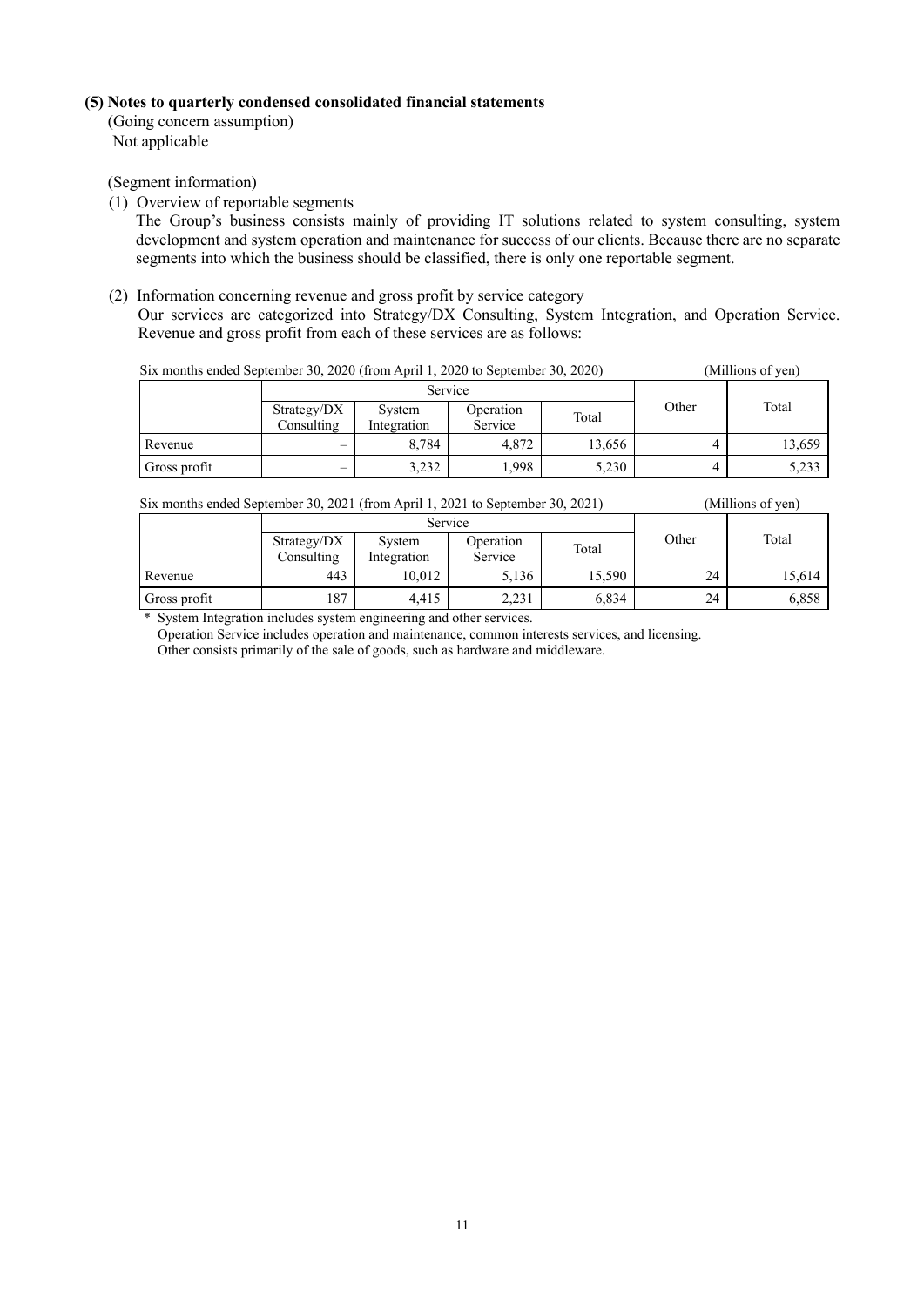### (5) Notes to quarterly condensed consolidated financial statements

(Going concern assumption)

Not applicable

(Segment information)

(1) Overview of reportable segments

The Group's business consists mainly of providing IT solutions related to system consulting, system development and system operation and maintenance for success of our clients. Because there are no separate segments into which the business should be classified, there is only one reportable segment.

(2) Information concerning revenue and gross profit by service category

Our services are categorized into Strategy/DX Consulting, System Integration, and Operation Service. Revenue and gross profit from each of these services are as follows:

Six months ended September 30, 2020 (from April 1, 2020 to September 30, 2020) (Millions of yen)

| | Service | | | | Other | Total |
|---|---|---|---|---|---|---|
| | Strategy/DX Consulting | System Integration | Operation Service | Total | | |
| Revenue | – | 8,784 | 4,872 | 13,656 | 4 | 13,659 |
| Gross profit | – | 3,232 | 1,998 | 5,230 | 4 | 5,233 |

Six months ended September 30, 2021 (from April 1, 2021 to September 30, 2021) (Millions of yen)

| | Service | | | | Other | Total |
|---|---|---|---|---|---|---|
| | Strategy/DX Consulting | System Integration | Operation Service | Total | | |
| Revenue | 443 | 10,012 | 5,136 | 15,590 | 24 | 15,614 |
| Gross profit | 187 | 4,415 | 2,231 | 6,834 | 24 | 6,858 |

\* System Integration includes system engineering and other services.
Operation Service includes operation and maintenance, common interests services, and licensing.
Other consists primarily of the sale of goods, such as hardware and middleware.